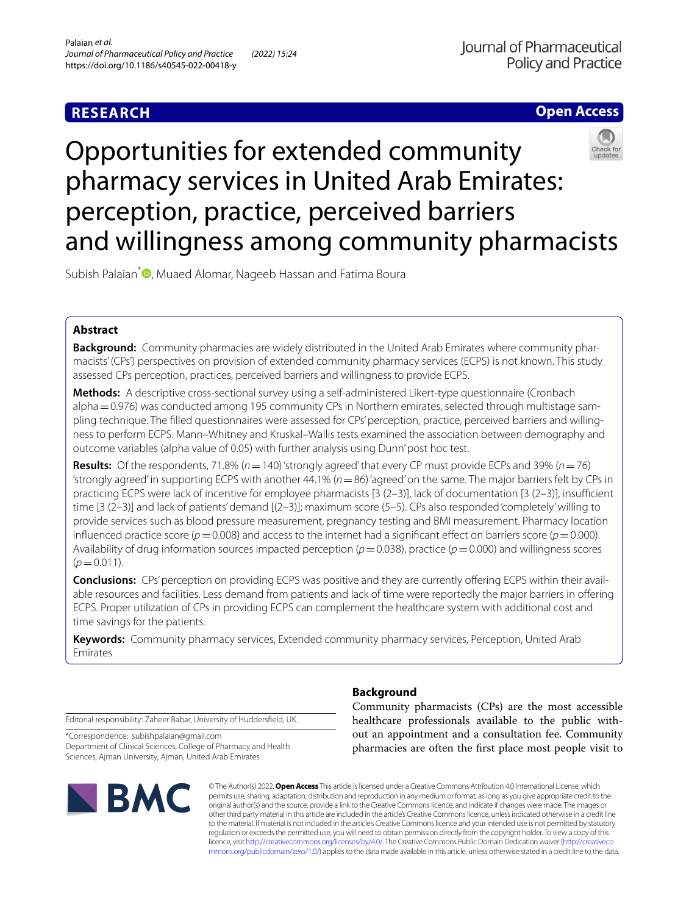**RESEARCH** **Open Access**

# Opportunities for extended community pharmacy services in United Arab Emirates: perception, practice, perceived barriers and willingness among community pharmacists

Subish Palaian*, Muaed Alomar, Nageeb Hassan and Fatima Boura

## Abstract

**Background:** Community pharmacies are widely distributed in the United Arab Emirates where community pharmacists' (CPs') perspectives on provision of extended community pharmacy services (ECPS) is not known. This study assessed CPs perception, practices, perceived barriers and willingness to provide ECPS.

**Methods:** A descriptive cross-sectional survey using a self-administered Likert-type questionnaire (Cronbach alpha = 0.976) was conducted among 195 community CPs in Northern emirates, selected through multistage sampling technique. The filled questionnaires were assessed for CPs' perception, practice, perceived barriers and willingness to perform ECPS. Mann–Whitney and Kruskal–Wallis tests examined the association between demography and outcome variables (alpha value of 0.05) with further analysis using Dunn' post hoc test.

**Results:** Of the respondents, 71.8% ($n = 140$) 'strongly agreed' that every CP must provide ECPs and 39% ($n = 76$) 'strongly agreed' in supporting ECPS with another 44.1% ($n = 86$) 'agreed' on the same. The major barriers felt by CPs in practicing ECPS were lack of incentive for employee pharmacists [3 (2–3)], lack of documentation [3 (2–3)], insufficient time [3 (2–3)] and lack of patients' demand [(2–3)]; maximum score (5–5). CPs also responded 'completely' willing to provide services such as blood pressure measurement, pregnancy testing and BMI measurement. Pharmacy location influenced practice score ($p = 0.008$) and access to the internet had a significant effect on barriers score ($p = 0.000$). Availability of drug information sources impacted perception ($p = 0.038$), practice ($p = 0.000$) and willingness scores ($p = 0.011$).

**Conclusions:** CPs' perception on providing ECPS was positive and they are currently offering ECPS within their available resources and facilities. Less demand from patients and lack of time were reportedly the major barriers in offering ECPS. Proper utilization of CPs in providing ECPS can complement the healthcare system with additional cost and time savings for the patients.

**Keywords:** Community pharmacy services, Extended community pharmacy services, Perception, United Arab Emirates

Editorial responsibility: Zaheer Babar, University of Huddersfield, UK.

*Correspondence: subishpalaian@gmail.com
Department of Clinical Sciences, College of Pharmacy and Health Sciences, Ajman University, Ajman, United Arab Emirates

## Background

Community pharmacists (CPs) are the most accessible healthcare professionals available to the public without an appointment and a consultation fee. Community pharmacies are often the first place most people visit to

© The Author(s) 2022. **Open Access** This article is licensed under a Creative Commons Attribution 4.0 International License, which permits use, sharing, adaptation, distribution and reproduction in any medium or format, as long as you give appropriate credit to the original author(s) and the source, provide a link to the Creative Commons licence, and indicate if changes were made. The images or other third party material in this article are included in the article's Creative Commons licence, unless indicated otherwise in a credit line to the material. If material is not included in the article's Creative Commons licence and your intended use is not permitted by statutory regulation or exceeds the permitted use, you will need to obtain permission directly from the copyright holder. To view a copy of this licence, visit http://creativecommons.org/licenses/by/4.0/. The Creative Commons Public Domain Dedication waiver (http://creativecommons.org/publicdomain/zero/1.0/) applies to the data made available in this article, unless otherwise stated in a credit line to the data.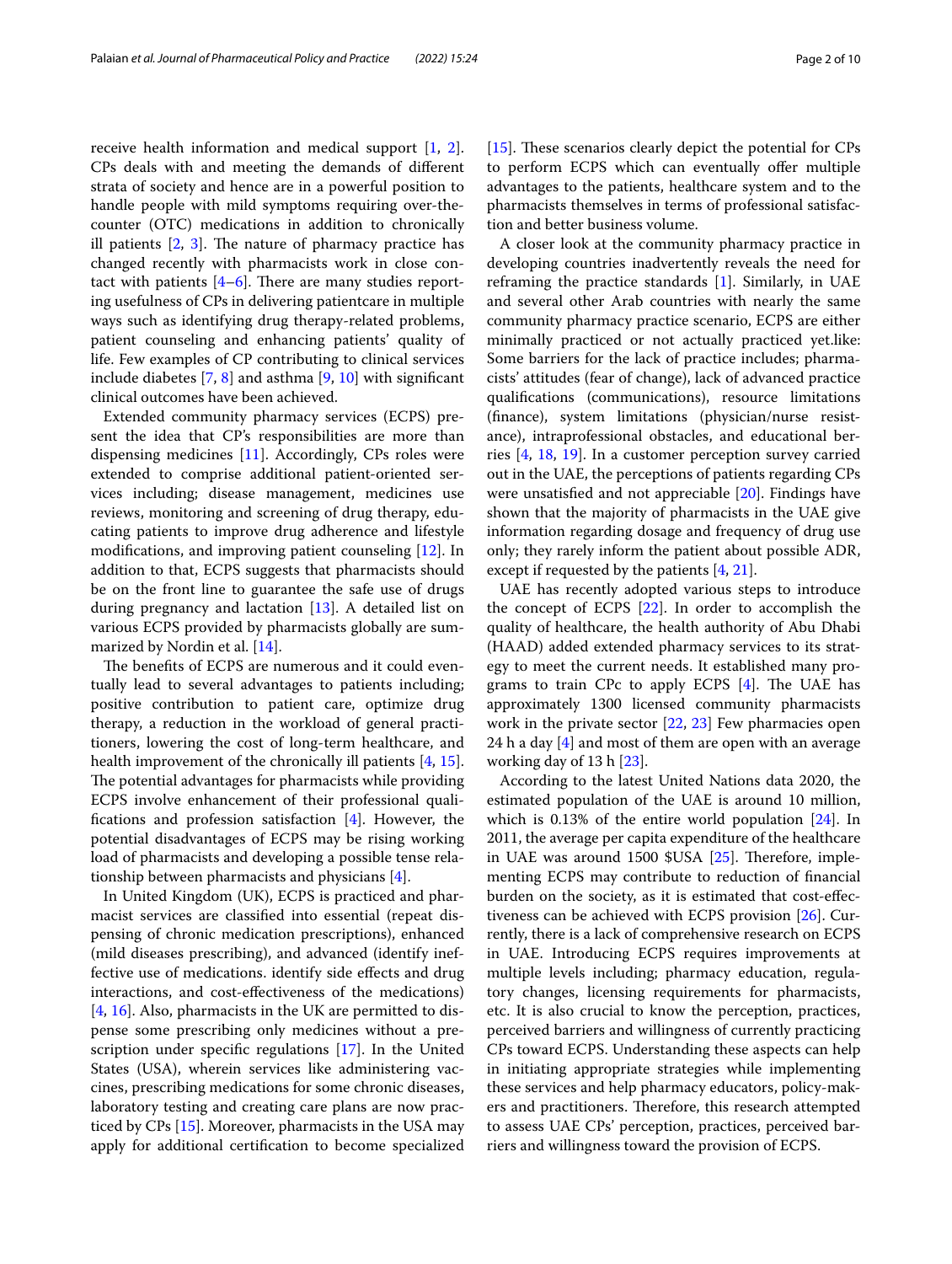receive health information and medical support [1, 2]. CPs deals with and meeting the demands of different strata of society and hence are in a powerful position to handle people with mild symptoms requiring over-the-counter (OTC) medications in addition to chronically ill patients [2, 3]. The nature of pharmacy practice has changed recently with pharmacists work in close contact with patients [4–6]. There are many studies reporting usefulness of CPs in delivering patientcare in multiple ways such as identifying drug therapy-related problems, patient counseling and enhancing patients' quality of life. Few examples of CP contributing to clinical services include diabetes [7, 8] and asthma [9, 10] with significant clinical outcomes have been achieved.

Extended community pharmacy services (ECPS) present the idea that CP's responsibilities are more than dispensing medicines [11]. Accordingly, CPs roles were extended to comprise additional patient-oriented services including; disease management, medicines use reviews, monitoring and screening of drug therapy, educating patients to improve drug adherence and lifestyle modifications, and improving patient counseling [12]. In addition to that, ECPS suggests that pharmacists should be on the front line to guarantee the safe use of drugs during pregnancy and lactation [13]. A detailed list on various ECPS provided by pharmacists globally are summarized by Nordin et al. [14].

The benefits of ECPS are numerous and it could eventually lead to several advantages to patients including; positive contribution to patient care, optimize drug therapy, a reduction in the workload of general practitioners, lowering the cost of long-term healthcare, and health improvement of the chronically ill patients [4, 15]. The potential advantages for pharmacists while providing ECPS involve enhancement of their professional qualifications and profession satisfaction [4]. However, the potential disadvantages of ECPS may be rising working load of pharmacists and developing a possible tense relationship between pharmacists and physicians [4].

In United Kingdom (UK), ECPS is practiced and pharmacist services are classified into essential (repeat dispensing of chronic medication prescriptions), enhanced (mild diseases prescribing), and advanced (identify ineffective use of medications. identify side effects and drug interactions, and cost-effectiveness of the medications) [4, 16]. Also, pharmacists in the UK are permitted to dispense some prescribing only medicines without a prescription under specific regulations [17]. In the United States (USA), wherein services like administering vaccines, prescribing medications for some chronic diseases, laboratory testing and creating care plans are now practiced by CPs [15]. Moreover, pharmacists in the USA may apply for additional certification to become specialized [15]. These scenarios clearly depict the potential for CPs to perform ECPS which can eventually offer multiple advantages to the patients, healthcare system and to the pharmacists themselves in terms of professional satisfaction and better business volume.

A closer look at the community pharmacy practice in developing countries inadvertently reveals the need for reframing the practice standards [1]. Similarly, in UAE and several other Arab countries with nearly the same community pharmacy practice scenario, ECPS are either minimally practiced or not actually practiced yet.like: Some barriers for the lack of practice includes; pharmacists' attitudes (fear of change), lack of advanced practice qualifications (communications), resource limitations (finance), system limitations (physician/nurse resistance), intraprofessional obstacles, and educational berries [4, 18, 19]. In a customer perception survey carried out in the UAE, the perceptions of patients regarding CPs were unsatisfied and not appreciable [20]. Findings have shown that the majority of pharmacists in the UAE give information regarding dosage and frequency of drug use only; they rarely inform the patient about possible ADR, except if requested by the patients [4, 21].

UAE has recently adopted various steps to introduce the concept of ECPS [22]. In order to accomplish the quality of healthcare, the health authority of Abu Dhabi (HAAD) added extended pharmacy services to its strategy to meet the current needs. It established many programs to train CPc to apply ECPS [4]. The UAE has approximately 1300 licensed community pharmacists work in the private sector [22, 23] Few pharmacies open 24 h a day [4] and most of them are open with an average working day of 13 h [23].

According to the latest United Nations data 2020, the estimated population of the UAE is around 10 million, which is 0.13% of the entire world population [24]. In 2011, the average per capita expenditure of the healthcare in UAE was around 1500 $USA [25]. Therefore, implementing ECPS may contribute to reduction of financial burden on the society, as it is estimated that cost-effectiveness can be achieved with ECPS provision [26]. Currently, there is a lack of comprehensive research on ECPS in UAE. Introducing ECPS requires improvements at multiple levels including; pharmacy education, regulatory changes, licensing requirements for pharmacists, etc. It is also crucial to know the perception, practices, perceived barriers and willingness of currently practicing CPs toward ECPS. Understanding these aspects can help in initiating appropriate strategies while implementing these services and help pharmacy educators, policy-makers and practitioners. Therefore, this research attempted to assess UAE CPs' perception, practices, perceived barriers and willingness toward the provision of ECPS.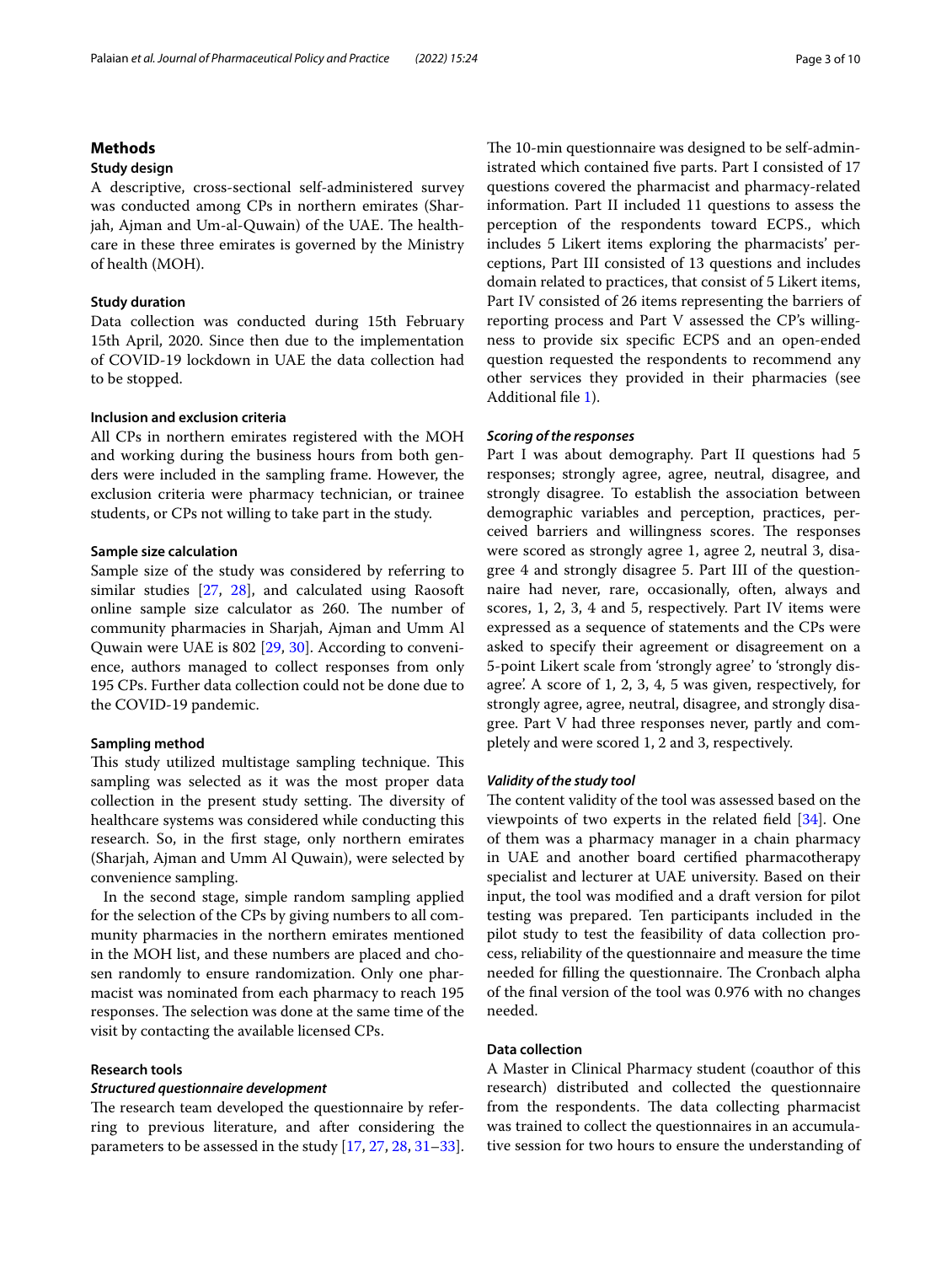## Methods

### Study design

A descriptive, cross-sectional self-administered survey was conducted among CPs in northern emirates (Sharjah, Ajman and Um-al-Quwain) of the UAE. The healthcare in these three emirates is governed by the Ministry of health (MOH).

### Study duration

Data collection was conducted during 15th February 15th April, 2020. Since then due to the implementation of COVID-19 lockdown in UAE the data collection had to be stopped.

### Inclusion and exclusion criteria

All CPs in northern emirates registered with the MOH and working during the business hours from both genders were included in the sampling frame. However, the exclusion criteria were pharmacy technician, or trainee students, or CPs not willing to take part in the study.

### Sample size calculation

Sample size of the study was considered by referring to similar studies [27, 28], and calculated using Raosoft online sample size calculator as 260. The number of community pharmacies in Sharjah, Ajman and Umm Al Quwain were UAE is 802 [29, 30]. According to convenience, authors managed to collect responses from only 195 CPs. Further data collection could not be done due to the COVID-19 pandemic.

### Sampling method

This study utilized multistage sampling technique. This sampling was selected as it was the most proper data collection in the present study setting. The diversity of healthcare systems was considered while conducting this research. So, in the first stage, only northern emirates (Sharjah, Ajman and Umm Al Quwain), were selected by convenience sampling.

In the second stage, simple random sampling applied for the selection of the CPs by giving numbers to all community pharmacies in the northern emirates mentioned in the MOH list, and these numbers are placed and chosen randomly to ensure randomization. Only one pharmacist was nominated from each pharmacy to reach 195 responses. The selection was done at the same time of the visit by contacting the available licensed CPs.

### Research tools

#### *Structured questionnaire development*

The research team developed the questionnaire by referring to previous literature, and after considering the parameters to be assessed in the study [17, 27, 28, 31–33]. The 10-min questionnaire was designed to be self-administrated which contained five parts. Part I consisted of 17 questions covered the pharmacist and pharmacy-related information. Part II included 11 questions to assess the perception of the respondents toward ECPS., which includes 5 Likert items exploring the pharmacists' perceptions, Part III consisted of 13 questions and includes domain related to practices, that consist of 5 Likert items, Part IV consisted of 26 items representing the barriers of reporting process and Part V assessed the CP's willingness to provide six specific ECPS and an open-ended question requested the respondents to recommend any other services they provided in their pharmacies (see Additional file 1).

#### *Scoring of the responses*

Part I was about demography. Part II questions had 5 responses; strongly agree, agree, neutral, disagree, and strongly disagree. To establish the association between demographic variables and perception, practices, perceived barriers and willingness scores. The responses were scored as strongly agree 1, agree 2, neutral 3, disagree 4 and strongly disagree 5. Part III of the questionnaire had never, rare, occasionally, often, always and scores, 1, 2, 3, 4 and 5, respectively. Part IV items were expressed as a sequence of statements and the CPs were asked to specify their agreement or disagreement on a 5-point Likert scale from 'strongly agree' to 'strongly disagree'. A score of 1, 2, 3, 4, 5 was given, respectively, for strongly agree, agree, neutral, disagree, and strongly disagree. Part V had three responses never, partly and completely and were scored 1, 2 and 3, respectively.

#### *Validity of the study tool*

The content validity of the tool was assessed based on the viewpoints of two experts in the related field [34]. One of them was a pharmacy manager in a chain pharmacy in UAE and another board certified pharmacotherapy specialist and lecturer at UAE university. Based on their input, the tool was modified and a draft version for pilot testing was prepared. Ten participants included in the pilot study to test the feasibility of data collection process, reliability of the questionnaire and measure the time needed for filling the questionnaire. The Cronbach alpha of the final version of the tool was 0.976 with no changes needed.

### Data collection

A Master in Clinical Pharmacy student (coauthor of this research) distributed and collected the questionnaire from the respondents. The data collecting pharmacist was trained to collect the questionnaires in an accumulative session for two hours to ensure the understanding of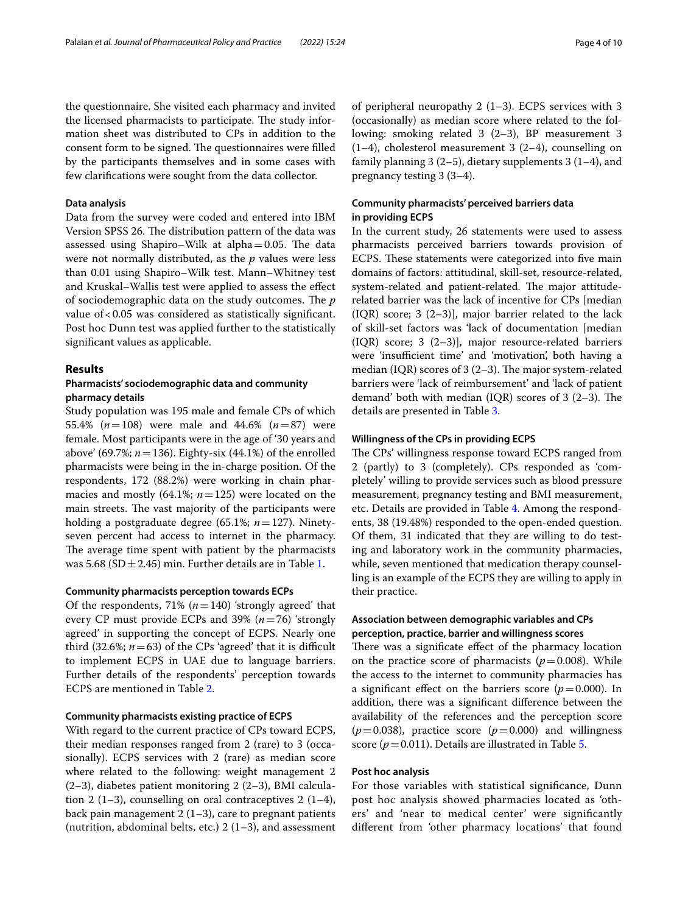the questionnaire. She visited each pharmacy and invited the licensed pharmacists to participate. The study information sheet was distributed to CPs in addition to the consent form to be signed. The questionnaires were filled by the participants themselves and in some cases with few clarifications were sought from the data collector.

### Data analysis

Data from the survey were coded and entered into IBM Version SPSS 26. The distribution pattern of the data was assessed using Shapiro–Wilk at alpha = 0.05. The data were not normally distributed, as the *p* values were less than 0.01 using Shapiro–Wilk test. Mann–Whitney test and Kruskal–Wallis test were applied to assess the effect of sociodemographic data on the study outcomes. The *p* value of < 0.05 was considered as statistically significant. Post hoc Dunn test was applied further to the statistically significant values as applicable.

## Results

### Pharmacists' sociodemographic data and community pharmacy details

Study population was 195 male and female CPs of which 55.4% ($n = 108$) were male and 44.6% ($n = 87$) were female. Most participants were in the age of '30 years and above' (69.7%; $n = 136$). Eighty-six (44.1%) of the enrolled pharmacists were being in the in-charge position. Of the respondents, 172 (88.2%) were working in chain pharmacies and mostly (64.1%; $n = 125$) were located on the main streets. The vast majority of the participants were holding a postgraduate degree (65.1%; $n = 127$). Ninety-seven percent had access to internet in the pharmacy. The average time spent with patient by the pharmacists was 5.68 (SD ± 2.45) min. Further details are in Table 1.

### Community pharmacists perception towards ECPs

Of the respondents, 71% ($n = 140$) 'strongly agreed' that every CP must provide ECPs and 39% ($n = 76$) 'strongly agreed' in supporting the concept of ECPS. Nearly one third (32.6%; $n = 63$) of the CPs 'agreed' that it is difficult to implement ECPS in UAE due to language barriers. Further details of the respondents' perception towards ECPS are mentioned in Table 2.

### Community pharmacists existing practice of ECPS

With regard to the current practice of CPs toward ECPS, their median responses ranged from 2 (rare) to 3 (occasionally). ECPS services with 2 (rare) as median score where related to the following: weight management 2 (2–3), diabetes patient monitoring 2 (2–3), BMI calculation 2 (1–3), counselling on oral contraceptives 2 (1–4), back pain management 2 (1–3), care to pregnant patients (nutrition, abdominal belts, etc.) 2 (1–3), and assessment of peripheral neuropathy 2 (1–3). ECPS services with 3 (occasionally) as median score where related to the following: smoking related 3 (2–3), BP measurement 3 (1–4), cholesterol measurement 3 (2–4), counselling on family planning 3 (2–5), dietary supplements 3 (1–4), and pregnancy testing 3 (3–4).

### Community pharmacists' perceived barriers data in providing ECPS

In the current study, 26 statements were used to assess pharmacists perceived barriers towards provision of ECPS. These statements were categorized into five main domains of factors: attitudinal, skill-set, resource-related, system-related and patient-related. The major attitude-related barrier was the lack of incentive for CPs [median (IQR) score; 3 (2–3)], major barrier related to the lack of skill-set factors was 'lack of documentation [median (IQR) score; 3 (2–3)], major resource-related barriers were 'insufficient time' and 'motivation', both having a median (IQR) scores of 3 (2–3). The major system-related barriers were 'lack of reimbursement' and 'lack of patient demand' both with median (IQR) scores of 3 (2–3). The details are presented in Table 3.

### Willingness of the CPs in providing ECPS

The CPs' willingness response toward ECPS ranged from 2 (partly) to 3 (completely). CPs responded as 'completely' willing to provide services such as blood pressure measurement, pregnancy testing and BMI measurement, etc. Details are provided in Table 4. Among the respondents, 38 (19.48%) responded to the open-ended question. Of them, 31 indicated that they are willing to do testing and laboratory work in the community pharmacies, while, seven mentioned that medication therapy counselling is an example of the ECPS they are willing to apply in their practice.

### Association between demographic variables and CPs perception, practice, barrier and willingness scores

There was a significate effect of the pharmacy location on the practice score of pharmacists ($p = 0.008$). While the access to the internet to community pharmacies has a significant effect on the barriers score ($p = 0.000$). In addition, there was a significant difference between the availability of the references and the perception score ($p = 0.038$), practice score ($p = 0.000$) and willingness score ($p = 0.011$). Details are illustrated in Table 5.

### Post hoc analysis

For those variables with statistical significance, Dunn post hoc analysis showed pharmacies located as 'others' and 'near to medical center' were significantly different from 'other pharmacy locations' that found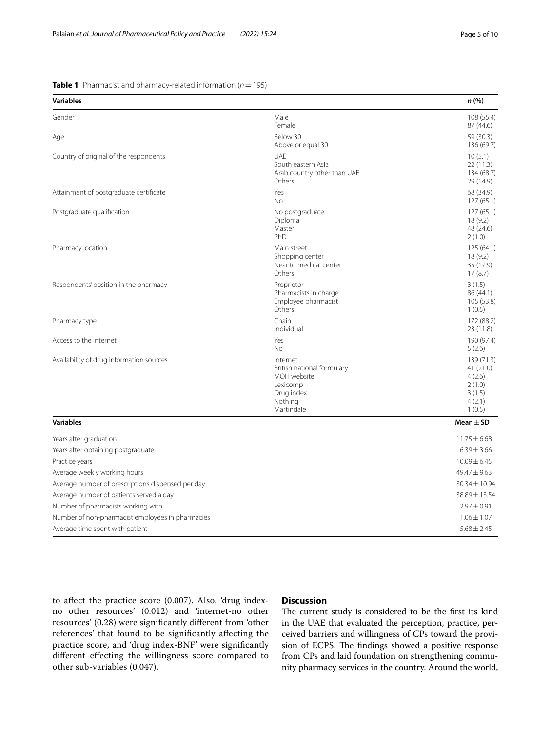**Table 1** Pharmacist and pharmacy-related information ($n = 195$)

| Variables | | n (%) |
|---|---|---|
| Gender | Male | 108 (55.4) |
| | Female | 87 (44.6) |
| Age | Below 30 | 59 (30.3) |
| | Above or equal 30 | 136 (69.7) |
| Country of original of the respondents | UAE | 10 (5.1) |
| | South eastern Asia | 22 (11.3) |
| | Arab country other than UAE | 134 (68.7) |
| | Others | 29 (14.9) |
| Attainment of postgraduate certificate | Yes | 68 (34.9) |
| | No | 127 (65.1) |
| Postgraduate qualification | No postgraduate | 127 (65.1) |
| | Diploma | 18 (9.2) |
| | Master | 48 (24.6) |
| | PhD | 2 (1.0) |
| Pharmacy location | Main street | 125 (64.1) |
| | Shopping center | 18 (9.2) |
| | Near to medical center | 35 (17.9) |
| | Others | 17 (8.7) |
| Respondents' position in the pharmacy | Proprietor | 3 (1.5) |
| | Pharmacists in charge | 86 (44.1) |
| | Employee pharmacist | 105 (53.8) |
| | Others | 1 (0.5) |
| Pharmacy type | Chain | 172 (88.2) |
| | Individual | 23 (11.8) |
| Access to the internet | Yes | 190 (97.4) |
| | No | 5 (2.6) |
| Availability of drug information sources | Internet | 139 (71.3) |
| | British national formulary | 41 (21.0) |
| | MOH website | 4 (2.6) |
| | Lexicomp | 2 (1.0) |
| | Drug index | 3 (1.5) |
| | Nothing | 4 (2.1) |
| | Martindale | 1 (0.5) |
| **Variables** | | **Mean ± SD** |
| Years after graduation | | 11.75 ± 6.68 |
| Years after obtaining postgraduate | | 6.39 ± 3.66 |
| Practice years | | 10.09 ± 6.45 |
| Average weekly working hours | | 49.47 ± 9.63 |
| Average number of prescriptions dispensed per day | | 30.34 ± 10.94 |
| Average number of patients served a day | | 38.89 ± 13.54 |
| Number of pharmacists working with | | 2.97 ± 0.91 |
| Number of non-pharmacist employees in pharmacies | | 1.06 ± 1.07 |
| Average time spent with patient | | 5.68 ± 2.45 |

to affect the practice score (0.007). Also, 'drug index-no other resources' (0.012) and 'internet-no other resources' (0.28) were significantly different from 'other references' that found to be significantly affecting the practice score, and 'drug index-BNF' were significantly different effecting the willingness score compared to other sub-variables (0.047).

## Discussion

The current study is considered to be the first its kind in the UAE that evaluated the perception, practice, perceived barriers and willingness of CPs toward the provision of ECPS. The findings showed a positive response from CPs and laid foundation on strengthening community pharmacy services in the country. Around the world,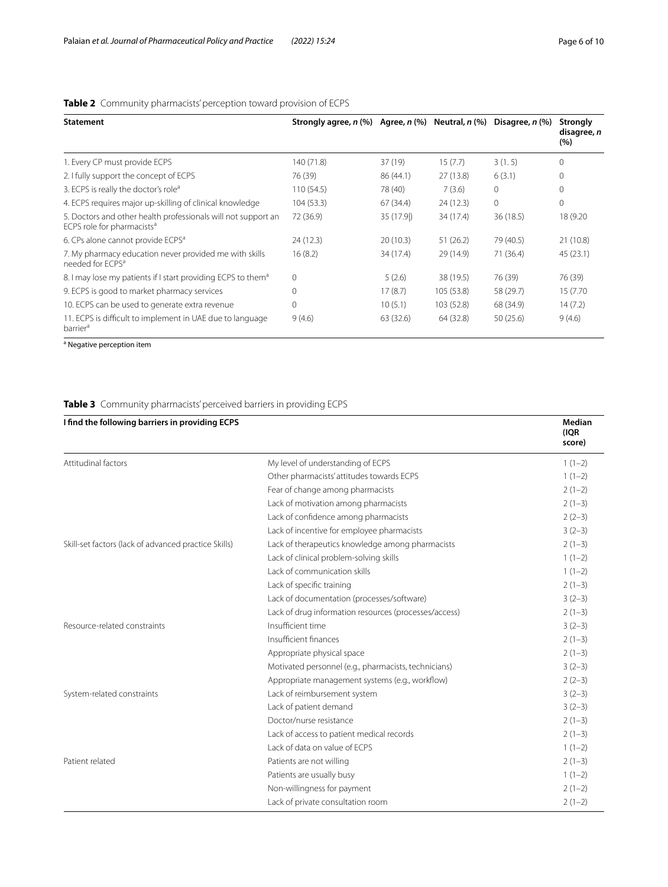**Table 2** Community pharmacists' perception toward provision of ECPS

| Statement | Strongly agree, *n* (%) | Agree, *n* (%) | Neutral, *n* (%) | Disagree, *n* (%) | Strongly disagree, *n* (%) |
|---|---|---|---|---|---|
| 1. Every CP must provide ECPS | 140 (71.8) | 37 (19) | 15 (7.7) | 3 (1. 5) | 0 |
| 2. I fully support the concept of ECPS | 76 (39) | 86 (44.1) | 27 (13.8) | 6 (3.1) | 0 |
| 3. ECPS is really the doctor's role[a] | 110 (54.5) | 78 (40) | 7 (3.6) | 0 | 0 |
| 4. ECPS requires major up-skilling of clinical knowledge | 104 (53.3) | 67 (34.4) | 24 (12.3) | 0 | 0 |
| 5. Doctors and other health professionals will not support an ECPS role for pharmacists[a] | 72 (36.9) | 35 (17.9|) | 34 (17.4) | 36 (18.5) | 18 (9.20 |
| 6. CPs alone cannot provide ECPS[a] | 24 (12.3) | 20 (10.3) | 51 (26.2) | 79 (40.5) | 21 (10.8) |
| 7. My pharmacy education never provided me with skills needed for ECPS[a] | 16 (8.2) | 34 (17.4) | 29 (14.9) | 71 (36.4) | 45 (23.1) |
| 8. I may lose my patients if I start providing ECPS to them[a] | 0 | 5 (2.6) | 38 (19.5) | 76 (39) | 76 (39) |
| 9. ECPS is good to market pharmacy services | 0 | 17 (8.7) | 105 (53.8) | 58 (29.7) | 15 (7.70 |
| 10. ECPS can be used to generate extra revenue | 0 | 10 (5.1) | 103 (52.8) | 68 (34.9) | 14 (7.2) |
| 11. ECPS is difficult to implement in UAE due to language barrier[a] | 9 (4.6) | 63 (32.6) | 64 (32.8) | 50 (25.6) | 9 (4.6) |

[a] Negative perception item

**Table 3** Community pharmacists' perceived barriers in providing ECPS

| I find the following barriers in providing ECPS | | Median (IQR score) |
|---|---|---|
| Attitudinal factors | My level of understanding of ECPS | 1 (1–2) |
| | Other pharmacists' attitudes towards ECPS | 1 (1–2) |
| | Fear of change among pharmacists | 2 (1–2) |
| | Lack of motivation among pharmacists | 2 (1–3) |
| | Lack of confidence among pharmacists | 2 (2–3) |
| | Lack of incentive for employee pharmacists | 3 (2–3) |
| Skill-set factors (lack of advanced practice Skills) | Lack of therapeutics knowledge among pharmacists | 2 (1–3) |
| | Lack of clinical problem-solving skills | 1 (1–2) |
| | Lack of communication skills | 1 (1–2) |
| | Lack of specific training | 2 (1–3) |
| | Lack of documentation (processes/software) | 3 (2–3) |
| | Lack of drug information resources (processes/access) | 2 (1–3) |
| Resource-related constraints | Insufficient time | 3 (2–3) |
| | Insufficient finances | 2 (1–3) |
| | Appropriate physical space | 2 (1–3) |
| | Motivated personnel (e.g., pharmacists, technicians) | 3 (2–3) |
| | Appropriate management systems (e.g., workflow) | 2 (2–3) |
| System-related constraints | Lack of reimbursement system | 3 (2–3) |
| | Lack of patient demand | 3 (2–3) |
| | Doctor/nurse resistance | 2 (1–3) |
| | Lack of access to patient medical records | 2 (1–3) |
| | Lack of data on value of ECPS | 1 (1–2) |
| Patient related | Patients are not willing | 2 (1–3) |
| | Patients are usually busy | 1 (1–2) |
| | Non-willingness for payment | 2 (1–2) |
| | Lack of private consultation room | 2 (1–2) |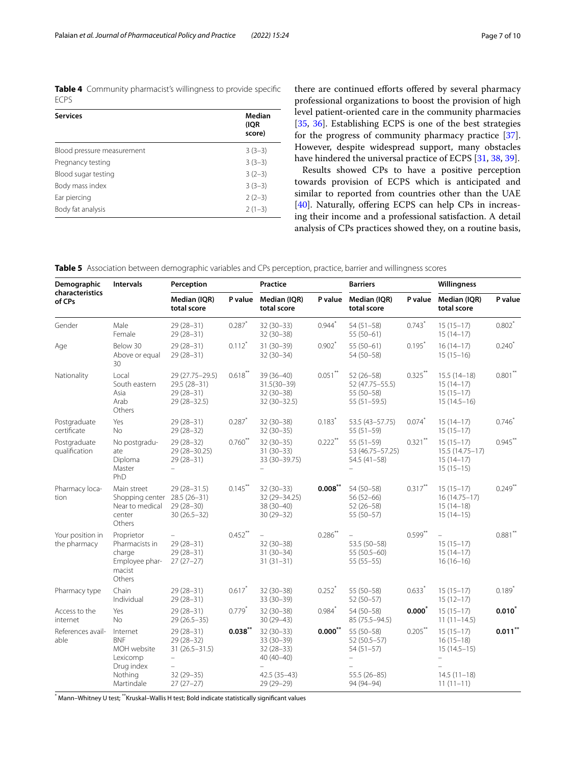**Table 4** Community pharmacist's willingness to provide specific ECPS

| Services | Median (IQR score) |
|---|---|
| Blood pressure measurement | 3 (3–3) |
| Pregnancy testing | 3 (3–3) |
| Blood sugar testing | 3 (2–3) |
| Body mass index | 3 (3–3) |
| Ear piercing | 2 (2–3) |
| Body fat analysis | 2 (1–3) |

there are continued efforts offered by several pharmacy professional organizations to boost the provision of high level patient-oriented care in the community pharmacies [35, 36]. Establishing ECPS is one of the best strategies for the progress of community pharmacy practice [37]. However, despite widespread support, many obstacles have hindered the universal practice of ECPS [31, 38, 39].

Results showed CPs to have a positive perception towards provision of ECPS which is anticipated and similar to reported from countries other than the UAE [40]. Naturally, offering ECPS can help CPs in increasing their income and a professional satisfaction. A detail analysis of CPs practices showed they, on a routine basis,

**Table 5** Association between demographic variables and CPs perception, practice, barrier and willingness scores

| Demographic characteristics of CPs | Intervals | Perception | | Practice | | Barriers | | Willingness | |
|---|---|---|---|---|---|---|---|---|---|
| | | Median (IQR) total score | P value | Median (IQR) total score | P value | Median (IQR) total score | P value | Median (IQR) total score | P value |
| Gender | Male<br>Female | 29 (28–31)<br>29 (28–31) | 0.287* | 32 (30–33)<br>32 (30–38) | 0.944* | 54 (51–58)<br>55 (50–61) | 0.743* | 15 (15–17)<br>15 (14–17) | 0.802* |
| Age | Below 30<br>Above or equal 30 | 29 (28–31)<br>29 (28–31) | 0.112* | 31 (30–39)<br>32 (30–34) | 0.902* | 55 (50–61)<br>54 (50–58) | 0.195* | 16 (14–17)<br>15 (15–16) | 0.240* |
| Nationality | Local<br>South eastern Asia<br>Arab<br>Others | 29 (27.75–29.5)<br>29.5 (28–31)<br>29 (28–31)<br>29 (28–32.5) | 0.618** | 39 (36–40)<br>31.5(30–39)<br>32 (30–38)<br>32 (30–32.5) | 0.051** | 52 (26–58)<br>52 (47.75–55.5)<br>55 (50–58)<br>55 (51–59.5) | 0.325** | 15.5 (14–18)<br>15 (14–17)<br>15 (15–17)<br>15 (14.5–16) | 0.801** |
| Postgraduate certificate | Yes<br>No | 29 (28–31)<br>29 (28–32) | 0.287* | 32 (30–38)<br>32 (30–35) | 0.183* | 53.5 (43–57.75)<br>55 (51–59) | 0.074* | 15 (14–17)<br>15 (15–17) | 0.746* |
| Postgraduate qualification | No postgraduate<br>Diploma<br>Master<br>PhD | 29 (28–32)<br>29 (28–30.25)<br>29 (28–31)<br>– | 0.760** | 32 (30–35)<br>31 (30–33)<br>33 (30–39.75)<br>– | 0.222** | 55 (51–59)<br>53 (46.75–57.25)<br>54.5 (41–58)<br>– | 0.321** | 15 (15–17)<br>15.5 (14.75–17)<br>15 (14–17)<br>15 (15–15) | 0.945** |
| Pharmacy location | Main street<br>Shopping center<br>Near to medical center<br>Others | 29 (28–31.5)<br>28.5 (26–31)<br>29 (28–30)<br>30 (26.5–32) | 0.145** | 32 (30–33)<br>32 (29–34.25)<br>38 (30–40)<br>30 (29–32) | **0.008**** | 54 (50–58)<br>56 (52–66)<br>52 (26–58)<br>55 (50–57) | 0.317** | 15 (15–17)<br>16 (14.75–17)<br>15 (14–18)<br>15 (14–15) | 0.249** |
| Your position in the pharmacy | Proprietor<br>Pharmacists in charge<br>Employee pharmacist<br>Others | –<br>29 (28–31)<br>29 (28–31)<br>27 (27–27) | 0.452** | –<br>32 (30–38)<br>31 (30–34)<br>31 (31–31) | 0.286** | –<br>53.5 (50–58)<br>55 (50.5–60)<br>55 (55–55) | 0.599** | –<br>15 (15–17)<br>15 (14–17)<br>16 (16–16) | 0.881** |
| Pharmacy type | Chain<br>Individual | 29 (28–31)<br>29 (28–31) | 0.617* | 32 (30–38)<br>33 (30–39) | 0.252* | 55 (50–58)<br>52 (50–57) | 0.633* | 15 (15–17)<br>15 (12–17) | 0.189* |
| Access to the internet | Yes<br>No | 29 (28–31)<br>29 (26.5–35) | 0.779* | 32 (30–38)<br>30 (29–43) | 0.984* | 54 (50–58)<br>85 (75.5–94.5) | **0.000*** | 15 (15–17)<br>11 (11–14.5) | **0.010*** |
| References available | Internet<br>BNF<br>MOH website<br>Lexicomp<br>Drug index<br>Nothing<br>Martindale | 29 (28–31)<br>29 (28–32)<br>31 (26.5–31.5)<br>–<br>–<br>32 (29–35)<br>27 (27–27) | **0.038**** | 32 (30–33)<br>33 (30–39)<br>32 (28–33)<br>40 (40–40)<br>–<br>42.5 (35–43)<br>29 (29–29) | **0.000**** | 55 (50–58)<br>52 (50.5–57)<br>54 (51–57)<br>–<br>–<br>55.5 (26–85)<br>94 (94–94) | 0.205** | 15 (15–17)<br>16 (15–18)<br>15 (14.5–15)<br>–<br>–<br>14.5 (11–18)<br>11 (11–11) | **0.011**** |

\* Mann–Whitney U test; ** Kruskal–Wallis H test; Bold indicate statistically significant values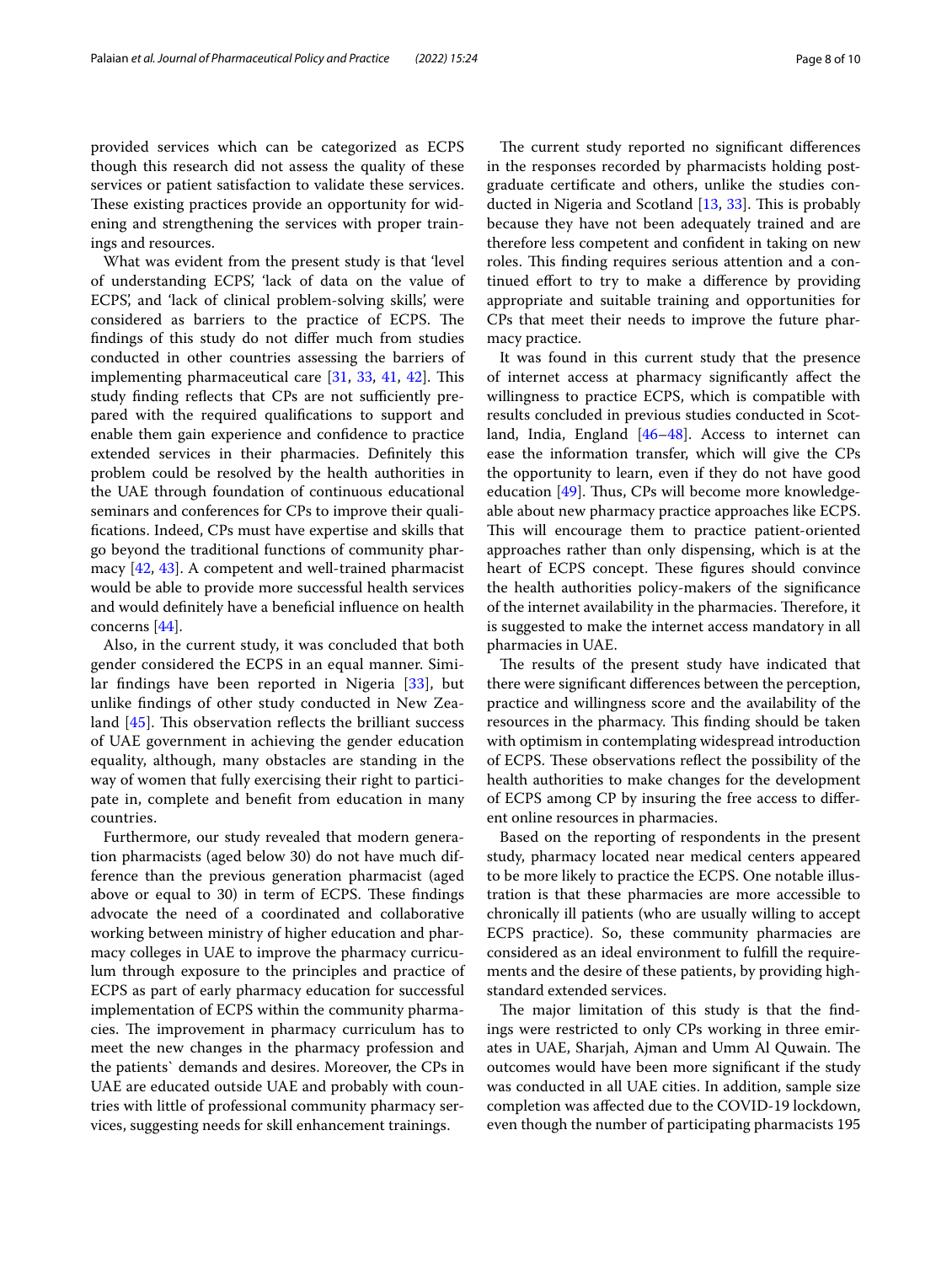provided services which can be categorized as ECPS though this research did not assess the quality of these services or patient satisfaction to validate these services. These existing practices provide an opportunity for widening and strengthening the services with proper trainings and resources.

What was evident from the present study is that 'level of understanding ECPS', 'lack of data on the value of ECPS', and 'lack of clinical problem-solving skills', were considered as barriers to the practice of ECPS. The findings of this study do not differ much from studies conducted in other countries assessing the barriers of implementing pharmaceutical care [31, 33, 41, 42]. This study finding reflects that CPs are not sufficiently prepared with the required qualifications to support and enable them gain experience and confidence to practice extended services in their pharmacies. Definitely this problem could be resolved by the health authorities in the UAE through foundation of continuous educational seminars and conferences for CPs to improve their qualifications. Indeed, CPs must have expertise and skills that go beyond the traditional functions of community pharmacy [42, 43]. A competent and well-trained pharmacist would be able to provide more successful health services and would definitely have a beneficial influence on health concerns [44].

Also, in the current study, it was concluded that both gender considered the ECPS in an equal manner. Similar findings have been reported in Nigeria [33], but unlike findings of other study conducted in New Zealand [45]. This observation reflects the brilliant success of UAE government in achieving the gender education equality, although, many obstacles are standing in the way of women that fully exercising their right to participate in, complete and benefit from education in many countries.

Furthermore, our study revealed that modern generation pharmacists (aged below 30) do not have much difference than the previous generation pharmacist (aged above or equal to 30) in term of ECPS. These findings advocate the need of a coordinated and collaborative working between ministry of higher education and pharmacy colleges in UAE to improve the pharmacy curriculum through exposure to the principles and practice of ECPS as part of early pharmacy education for successful implementation of ECPS within the community pharmacies. The improvement in pharmacy curriculum has to meet the new changes in the pharmacy profession and the patients` demands and desires. Moreover, the CPs in UAE are educated outside UAE and probably with countries with little of professional community pharmacy services, suggesting needs for skill enhancement trainings.

The current study reported no significant differences in the responses recorded by pharmacists holding postgraduate certificate and others, unlike the studies conducted in Nigeria and Scotland [13, 33]. This is probably because they have not been adequately trained and are therefore less competent and confident in taking on new roles. This finding requires serious attention and a continued effort to try to make a difference by providing appropriate and suitable training and opportunities for CPs that meet their needs to improve the future pharmacy practice.

It was found in this current study that the presence of internet access at pharmacy significantly affect the willingness to practice ECPS, which is compatible with results concluded in previous studies conducted in Scotland, India, England [46–48]. Access to internet can ease the information transfer, which will give the CPs the opportunity to learn, even if they do not have good education [49]. Thus, CPs will become more knowledgeable about new pharmacy practice approaches like ECPS. This will encourage them to practice patient-oriented approaches rather than only dispensing, which is at the heart of ECPS concept. These figures should convince the health authorities policy-makers of the significance of the internet availability in the pharmacies. Therefore, it is suggested to make the internet access mandatory in all pharmacies in UAE.

The results of the present study have indicated that there were significant differences between the perception, practice and willingness score and the availability of the resources in the pharmacy. This finding should be taken with optimism in contemplating widespread introduction of ECPS. These observations reflect the possibility of the health authorities to make changes for the development of ECPS among CP by insuring the free access to different online resources in pharmacies.

Based on the reporting of respondents in the present study, pharmacy located near medical centers appeared to be more likely to practice the ECPS. One notable illustration is that these pharmacies are more accessible to chronically ill patients (who are usually willing to accept ECPS practice). So, these community pharmacies are considered as an ideal environment to fulfill the requirements and the desire of these patients, by providing high-standard extended services.

The major limitation of this study is that the findings were restricted to only CPs working in three emirates in UAE, Sharjah, Ajman and Umm Al Quwain. The outcomes would have been more significant if the study was conducted in all UAE cities. In addition, sample size completion was affected due to the COVID-19 lockdown, even though the number of participating pharmacists 195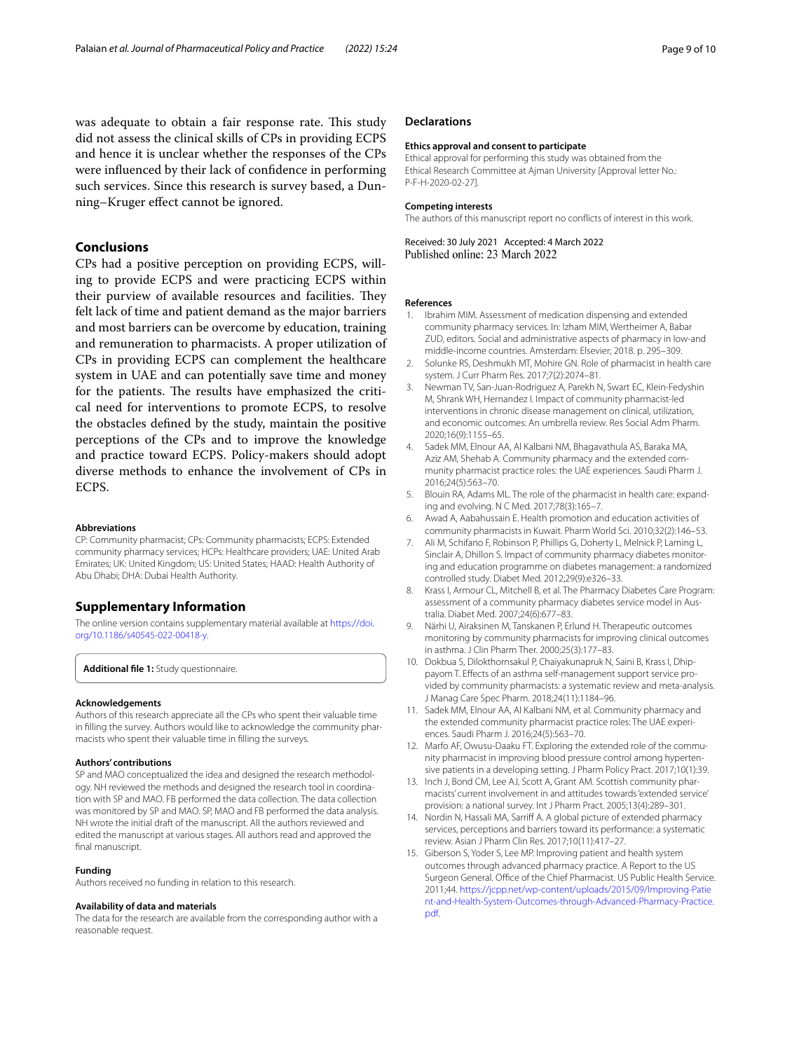was adequate to obtain a fair response rate. This study did not assess the clinical skills of CPs in providing ECPS and hence it is unclear whether the responses of the CPs were influenced by their lack of confidence in performing such services. Since this research is survey based, a Dunning–Kruger effect cannot be ignored.

## Conclusions

CPs had a positive perception on providing ECPS, willing to provide ECPS and were practicing ECPS within their purview of available resources and facilities. They felt lack of time and patient demand as the major barriers and most barriers can be overcome by education, training and remuneration to pharmacists. A proper utilization of CPs in providing ECPS can complement the healthcare system in UAE and can potentially save time and money for the patients. The results have emphasized the critical need for interventions to promote ECPS, to resolve the obstacles defined by the study, maintain the positive perceptions of the CPs and to improve the knowledge and practice toward ECPS. Policy-makers should adopt diverse methods to enhance the involvement of CPs in ECPS.

#### Abbreviations

CP: Community pharmacist; CPs: Community pharmacists; ECPS: Extended community pharmacy services; HCPs: Healthcare providers; UAE: United Arab Emirates; UK: United Kingdom; US: United States; HAAD: Health Authority of Abu Dhabi; DHA: Dubai Health Authority.

## Supplementary Information

The online version contains supplementary material available at https://doi.org/10.1186/s40545-022-00418-y.

**Additional file 1:** Study questionnaire.

#### Acknowledgements

Authors of this research appreciate all the CPs who spent their valuable time in filling the survey. Authors would like to acknowledge the community pharmacists who spent their valuable time in filling the surveys.

#### Authors' contributions

SP and MAO conceptualized the idea and designed the research methodology. NH reviewed the methods and designed the research tool in coordination with SP and MAO. FB performed the data collection. The data collection was monitored by SP and MAO. SP, MAO and FB performed the data analysis. NH wrote the initial draft of the manuscript. All the authors reviewed and edited the manuscript at various stages. All authors read and approved the final manuscript.

#### Funding

Authors received no funding in relation to this research.

#### Availability of data and materials

The data for the research are available from the corresponding author with a reasonable request.

## Declarations

#### Ethics approval and consent to participate

Ethical approval for performing this study was obtained from the Ethical Research Committee at Ajman University [Approval letter No.: P-F-H-2020-02-27].

#### Competing interests

The authors of this manuscript report no conflicts of interest in this work.

Received: 30 July 2021 Accepted: 4 March 2022
Published online: 23 March 2022

#### References

1. Ibrahim MIM. Assessment of medication dispensing and extended community pharmacy services. In: Izham MIM, Wertheimer A, Babar ZUD, editors. Social and administrative aspects of pharmacy in low-and middle-income countries. Amsterdam: Elsevier; 2018. p. 295–309.
2. Solunke RS, Deshmukh MT, Mohire GN. Role of pharmacist in health care system. J Curr Pharm Res. 2017;7(2):2074–81.
3. Newman TV, San-Juan-Rodriguez A, Parekh N, Swart EC, Klein-Fedyshin M, Shrank WH, Hernandez I. Impact of community pharmacist-led interventions in chronic disease management on clinical, utilization, and economic outcomes: An umbrella review. Res Social Adm Pharm. 2020;16(9):1155–65.
4. Sadek MM, Elnour AA, Al Kalbani NM, Bhagavathula AS, Baraka MA, Aziz AM, Shehab A. Community pharmacy and the extended community pharmacist practice roles: the UAE experiences. Saudi Pharm J. 2016;24(5):563–70.
5. Blouin RA, Adams ML. The role of the pharmacist in health care: expanding and evolving. N C Med. 2017;78(3):165–7.
6. Awad A, Aabahussain E. Health promotion and education activities of community pharmacists in Kuwait. Pharm World Sci. 2010;32(2):146–53.
7. Ali M, Schifano F, Robinson P, Phillips G, Doherty L, Melnick P, Laming L, Sinclair A, Dhillon S. Impact of community pharmacy diabetes monitoring and education programme on diabetes management: a randomized controlled study. Diabet Med. 2012;29(9):e326–33.
8. Krass I, Armour CL, Mitchell B, et al. The Pharmacy Diabetes Care Program: assessment of a community pharmacy diabetes service model in Australia. Diabet Med. 2007;24(6):677–83.
9. Närhi U, Airaksinen M, Tanskanen P, Erlund H. Therapeutic outcomes monitoring by community pharmacists for improving clinical outcomes in asthma. J Clin Pharm Ther. 2000;25(3):177–83.
10. Dokbua S, Dilokthornsakul P, Chaiyakunapruk N, Saini B, Krass I, Dhippayom T. Effects of an asthma self-management support service provided by community pharmacists: a systematic review and meta-analysis. J Manag Care Spec Pharm. 2018;24(11):1184–96.
11. Sadek MM, Elnour AA, Al Kalbani NM, et al. Community pharmacy and the extended community pharmacist practice roles: The UAE experiences. Saudi Pharm J. 2016;24(5):563–70.
12. Marfo AF, Owusu-Daaku FT. Exploring the extended role of the community pharmacist in improving blood pressure control among hypertensive patients in a developing setting. J Pharm Policy Pract. 2017;10(1):39.
13. Inch J, Bond CM, Lee AJ, Scott A, Grant AM. Scottish community pharmacists' current involvement in and attitudes towards 'extended service' provision: a national survey. Int J Pharm Pract. 2005;13(4):289–301.
14. Nordin N, Hassali MA, Sarriff A. A global picture of extended pharmacy services, perceptions and barriers toward its performance: a systematic review. Asian J Pharm Clin Res. 2017;10(11):417–27.
15. Giberson S, Yoder S, Lee MP. Improving patient and health system outcomes through advanced pharmacy practice. A Report to the US Surgeon General. Office of the Chief Pharmacist. US Public Health Service. 2011;44. https://jcpp.net/wp-content/uploads/2015/09/Improving-Patient-and-Health-System-Outcomes-through-Advanced-Pharmacy-Practice.pdf.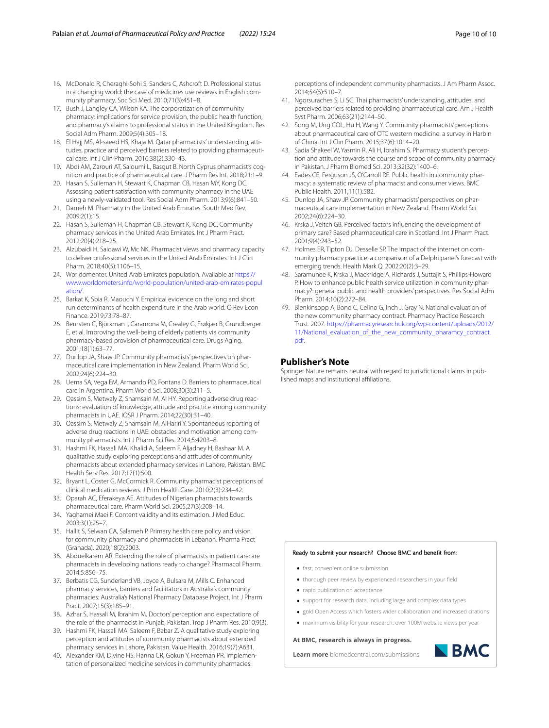16. McDonald R, Cheraghi-Sohi S, Sanders C, Ashcroft D. Professional status in a changing world: the case of medicines use reviews in English community pharmacy. Soc Sci Med. 2010;71(3):451–8.
17. Bush J, Langley CA, Wilson KA. The corporatization of community pharmacy: implications for service provision, the public health function, and pharmacy's claims to professional status in the United Kingdom. Res Social Adm Pharm. 2009;5(4):305–18.
18. El Hajj MS, Al-saeed HS, Khaja M. Qatar pharmacists' understanding, attitudes, practice and perceived barriers related to providing pharmaceutical care. Int J Clin Pharm. 2016;38(2):330–43.
19. Abdi AM, Zarouri AT, Saloumi L, Basgut B. North Cyprus pharmacist's cognition and practice of pharmaceutical care. J Pharm Res Int. 2018;21:1–9.
20. Hasan S, Sulieman H, Stewart K, Chapman CB, Hasan MY, Kong DC. Assessing patient satisfaction with community pharmacy in the UAE using a newly-validated tool. Res Social Adm Pharm. 2013;9(6):841–50.
21. Dameh M. Pharmacy in the United Arab Emirates. South Med Rev. 2009;2(1):15.
22. Hasan S, Sulieman H, Chapman CB, Stewart K, Kong DC. Community pharmacy services in the United Arab Emirates. Int J Pharm Pract. 2012;20(4):218–25.
23. Alzubaidi H, Saidawi W, Mc NK. Pharmacist views and pharmacy capacity to deliver professional services in the United Arab Emirates. Int J Clin Pharm. 2018;40(5):1106–15.
24. Worldomenter. United Arab Emirates population. Available at https://www.worldometers.info/world-population/united-arab-emirates-population/.
25. Barkat K, Sbia R, Maouchi Y. Empirical evidence on the long and short run determinants of health expenditure in the Arab world. Q Rev Econ Finance. 2019;73:78–87.
26. Bernsten C, Björkman I, Caramona M, Crealey G, Frøkjær B, Grundberger E, et al. Improving the well-being of elderly patients via community pharmacy-based provision of pharmaceutical care. Drugs Aging. 2001;18(1):63–77.
27. Dunlop JA, Shaw JP. Community pharmacists' perspectives on pharmaceutical care implementation in New Zealand. Pharm World Sci. 2002;24(6):224–30.
28. Uema SA, Vega EM, Armando PD, Fontana D. Barriers to pharmaceutical care in Argentina. Pharm World Sci. 2008;30(3):211–5.
29. Qassim S, Metwaly Z, Shamsain M, Al HY. Reporting adverse drug reactions: evaluation of knowledge, attitude and practice among community pharmacists in UAE. IOSR J Pharm. 2014;22(30):31–40.
30. Qassim S, Metwaly Z, Shamsain M, AlHariri Y. Spontaneous reporting of adverse drug reactions in UAE: obstacles and motivation among community pharmacists. Int J Pharm Sci Res. 2014;5:4203–8.
31. Hashmi FK, Hassali MA, Khalid A, Saleem F, Aljadhey H, Bashaar M. A qualitative study exploring perceptions and attitudes of community pharmacists about extended pharmacy services in Lahore, Pakistan. BMC Health Serv Res. 2017;17(1):500.
32. Bryant L, Coster G, McCormick R. Community pharmacist perceptions of clinical medication reviews. J Prim Health Care. 2010;2(3):234–42.
33. Oparah AC, Eferakeya AE. Attitudes of Nigerian pharmacists towards pharmaceutical care. Pharm World Sci. 2005;27(3):208–14.
34. Yaghamei Maei F. Content validity and its estimation. J Med Educ. 2003;3(1):25–7.
35. Hallit S, Selwan CA, Salameh P. Primary health care policy and vision for community pharmacy and pharmacists in Lebanon. Pharma Pract (Granada). 2020;18(2):2003.
36. Abduelkarem AR. Extending the role of pharmacists in patient care: are pharmacists in developing nations ready to change? Pharmacol Pharm. 2014;5:856–75.
37. Berbatis CG, Sunderland VB, Joyce A, Bulsara M, Mills C. Enhanced pharmacy services, barriers and facilitators in Australia's community pharmacies: Australia's National Pharmacy Database Project. Int J Pharm Pract. 2007;15(3):185–91.
38. Azhar S, Hassali M, Ibrahim M. Doctors' perception and expectations of the role of the pharmacist in Punjab, Pakistan. Trop J Pharm Res. 2010;9(3).
39. Hashmi FK, Hassali MA, Saleem F, Babar Z. A qualitative study exploring perception and attitudes of community pharmacists about extended pharmacy services in Lahore, Pakistan. Value Health. 2016;19(7):A631.
40. Alexander KM, Divine HS, Hanna CR, Gokun Y, Freeman PR. Implementation of personalized medicine services in community pharmacies: perceptions of independent community pharmacists. J Am Pharm Assoc. 2014;54(5):510–7.
41. Ngorsuraches S, Li SC. Thai pharmacists' understanding, attitudes, and perceived barriers related to providing pharmaceutical care. Am J Health Syst Pharm. 2006;63(21):2144–50.
42. Song M, Ung COL, Hu H, Wang Y. Community pharmacists' perceptions about pharmaceutical care of OTC western medicine: a survey in Harbin of China. Int J Clin Pharm. 2015;37(6):1014–20.
43. Sadia Shakeel W, Yasmin R, Ali H, Ibrahim S. Pharmacy student's perception and attitude towards the course and scope of community pharmacy in Pakistan. J Pharm Biomed Sci. 2013;32(32):1400–6.
44. Eades CE, Ferguson JS, O'Carroll RE. Public health in community pharmacy: a systematic review of pharmacist and consumer views. BMC Public Health. 2011;11(1):582.
45. Dunlop JA, Shaw JP. Community pharmacists' perspectives on pharmaceutical care implementation in New Zealand. Pharm World Sci. 2002;24(6):224–30.
46. Krska J, Veitch GB. Perceived factors influencing the development of primary care? Based pharmaceutical care in Scotland. Int J Pharm Pract. 2001;9(4):243–52.
47. Holmes ER, Tipton DJ, Desselle SP. The impact of the internet on community pharmacy practice: a comparison of a Delphi panel's forecast with emerging trends. Health Mark Q. 2002;20(2):3–29.
48. Saramunee K, Krska J, Mackridge A, Richards J, Suttajit S, Phillips-Howard P. How to enhance public health service utilization in community pharmacy?: general public and health providers' perspectives. Res Social Adm Pharm. 2014;10(2):272–84.
49. Blenkinsopp A, Bond C, Celino G, Inch J, Gray N. National evaluation of the new community pharmacy contract. Pharmacy Practice Research Trust. 2007. https://pharmacyresearchuk.org/wp-content/uploads/2012/11/National_evaluation_of_the_new_community_pharamcy_contract.pdf.

## Publisher's Note

Springer Nature remains neutral with regard to jurisdictional claims in published maps and institutional affiliations.

Ready to submit your research? Choose BMC and benefit from:

- fast, convenient online submission
- thorough peer review by experienced researchers in your field
- rapid publication on acceptance
- support for research data, including large and complex data types
- gold Open Access which fosters wider collaboration and increased citations
- maximum visibility for your research: over 100M website views per year

**At BMC, research is always in progress.**

**Learn more** biomedcentral.com/submissions